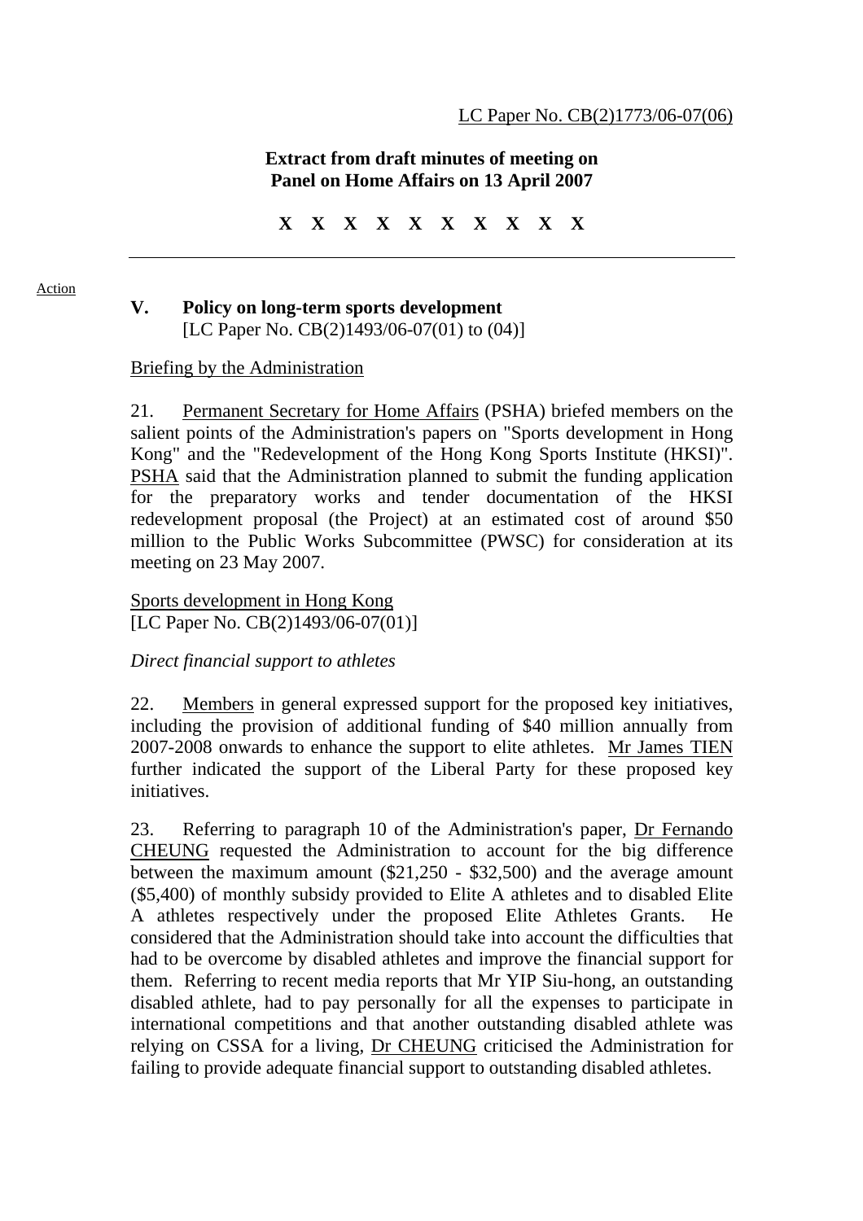LC Paper No. CB(2)1773/06-07(06)

**Extract from draft minutes of meeting on Panel on Home Affairs on 13 April 2007**

**X X X X X X X X X X**

---

Action

## V. Policy on long-term sports development

[LC Paper No. CB(2)1493/06-07(01) to (04)]

Briefing by the Administration

21. Permanent Secretary for Home Affairs (PSHA) briefed members on the salient points of the Administration's papers on "Sports development in Hong Kong" and the "Redevelopment of the Hong Kong Sports Institute (HKSI)". PSHA said that the Administration planned to submit the funding application for the preparatory works and tender documentation of the HKSI redevelopment proposal (the Project) at an estimated cost of around $50 million to the Public Works Subcommittee (PWSC) for consideration at its meeting on 23 May 2007.

Sports development in Hong Kong
[LC Paper No. CB(2)1493/06-07(01)]

*Direct financial support to athletes*

22. Members in general expressed support for the proposed key initiatives, including the provision of additional funding of $40 million annually from 2007-2008 onwards to enhance the support to elite athletes. Mr James TIEN further indicated the support of the Liberal Party for these proposed key initiatives.

23. Referring to paragraph 10 of the Administration's paper, Dr Fernando CHEUNG requested the Administration to account for the big difference between the maximum amount ($21,250 - $32,500) and the average amount ($5,400) of monthly subsidy provided to Elite A athletes and to disabled Elite A athletes respectively under the proposed Elite Athletes Grants. He considered that the Administration should take into account the difficulties that had to be overcome by disabled athletes and improve the financial support for them. Referring to recent media reports that Mr YIP Siu-hong, an outstanding disabled athlete, had to pay personally for all the expenses to participate in international competitions and that another outstanding disabled athlete was relying on CSSA for a living, Dr CHEUNG criticised the Administration for failing to provide adequate financial support to outstanding disabled athletes.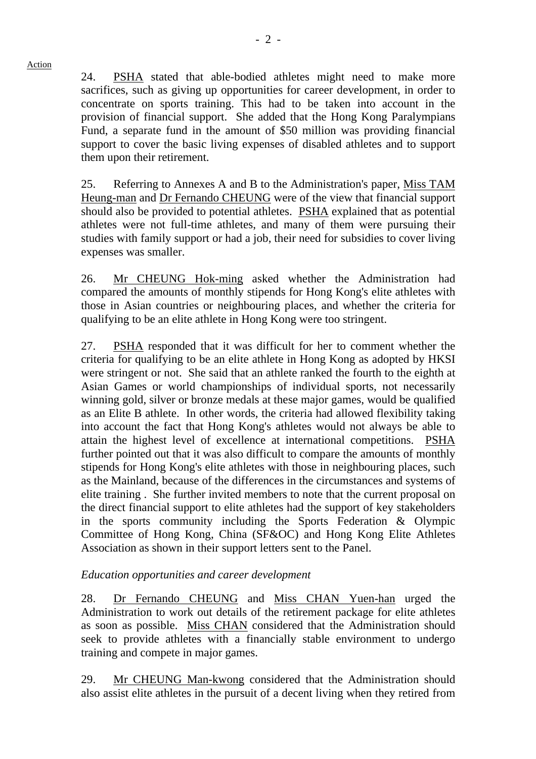Action

24. PSHA stated that able-bodied athletes might need to make more sacrifices, such as giving up opportunities for career development, in order to concentrate on sports training. This had to be taken into account in the provision of financial support. She added that the Hong Kong Paralympians Fund, a separate fund in the amount of $50 million was providing financial support to cover the basic living expenses of disabled athletes and to support them upon their retirement.

25. Referring to Annexes A and B to the Administration's paper, Miss TAM Heung-man and Dr Fernando CHEUNG were of the view that financial support should also be provided to potential athletes. PSHA explained that as potential athletes were not full-time athletes, and many of them were pursuing their studies with family support or had a job, their need for subsidies to cover living expenses was smaller.

26. Mr CHEUNG Hok-ming asked whether the Administration had compared the amounts of monthly stipends for Hong Kong's elite athletes with those in Asian countries or neighbouring places, and whether the criteria for qualifying to be an elite athlete in Hong Kong were too stringent.

27. PSHA responded that it was difficult for her to comment whether the criteria for qualifying to be an elite athlete in Hong Kong as adopted by HKSI were stringent or not. She said that an athlete ranked the fourth to the eighth at Asian Games or world championships of individual sports, not necessarily winning gold, silver or bronze medals at these major games, would be qualified as an Elite B athlete. In other words, the criteria had allowed flexibility taking into account the fact that Hong Kong's athletes would not always be able to attain the highest level of excellence at international competitions. PSHA further pointed out that it was also difficult to compare the amounts of monthly stipends for Hong Kong's elite athletes with those in neighbouring places, such as the Mainland, because of the differences in the circumstances and systems of elite training . She further invited members to note that the current proposal on the direct financial support to elite athletes had the support of key stakeholders in the sports community including the Sports Federation & Olympic Committee of Hong Kong, China (SF&OC) and Hong Kong Elite Athletes Association as shown in their support letters sent to the Panel.

*Education opportunities and career development*

28. Dr Fernando CHEUNG and Miss CHAN Yuen-han urged the Administration to work out details of the retirement package for elite athletes as soon as possible. Miss CHAN considered that the Administration should seek to provide athletes with a financially stable environment to undergo training and compete in major games.

29. Mr CHEUNG Man-kwong considered that the Administration should also assist elite athletes in the pursuit of a decent living when they retired from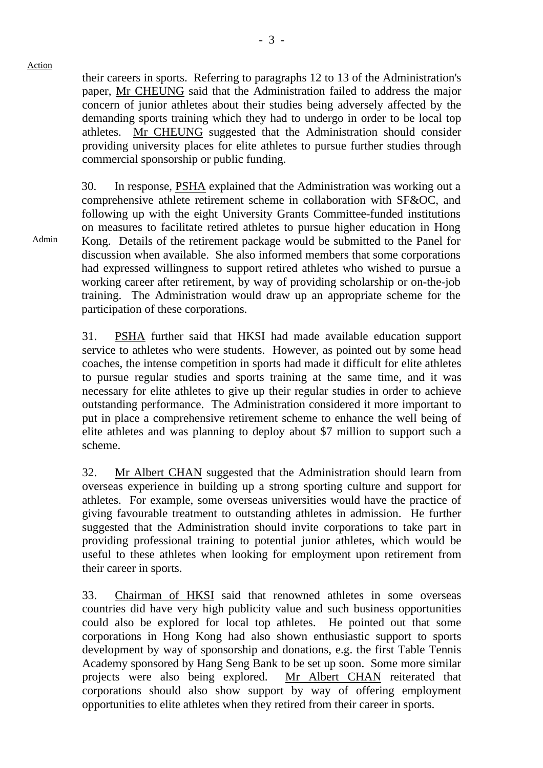Action

their careers in sports. Referring to paragraphs 12 to 13 of the Administration's paper, Mr CHEUNG said that the Administration failed to address the major concern of junior athletes about their studies being adversely affected by the demanding sports training which they had to undergo in order to be local top athletes. Mr CHEUNG suggested that the Administration should consider providing university places for elite athletes to pursue further studies through commercial sponsorship or public funding.

30. In response, PSHA explained that the Administration was working out a comprehensive athlete retirement scheme in collaboration with SF&OC, and following up with the eight University Grants Committee-funded institutions on measures to facilitate retired athletes to pursue higher education in Hong Kong. Details of the retirement package would be submitted to the Panel for discussion when available. She also informed members that some corporations had expressed willingness to support retired athletes who wished to pursue a working career after retirement, by way of providing scholarship or on-the-job training. The Administration would draw up an appropriate scheme for the participation of these corporations.

Admin

31. PSHA further said that HKSI had made available education support service to athletes who were students. However, as pointed out by some head coaches, the intense competition in sports had made it difficult for elite athletes to pursue regular studies and sports training at the same time, and it was necessary for elite athletes to give up their regular studies in order to achieve outstanding performance. The Administration considered it more important to put in place a comprehensive retirement scheme to enhance the well being of elite athletes and was planning to deploy about $7 million to support such a scheme.

32. Mr Albert CHAN suggested that the Administration should learn from overseas experience in building up a strong sporting culture and support for athletes. For example, some overseas universities would have the practice of giving favourable treatment to outstanding athletes in admission. He further suggested that the Administration should invite corporations to take part in providing professional training to potential junior athletes, which would be useful to these athletes when looking for employment upon retirement from their career in sports.

33. Chairman of HKSI said that renowned athletes in some overseas countries did have very high publicity value and such business opportunities could also be explored for local top athletes. He pointed out that some corporations in Hong Kong had also shown enthusiastic support to sports development by way of sponsorship and donations, e.g. the first Table Tennis Academy sponsored by Hang Seng Bank to be set up soon. Some more similar projects were also being explored. Mr Albert CHAN reiterated that corporations should also show support by way of offering employment opportunities to elite athletes when they retired from their career in sports.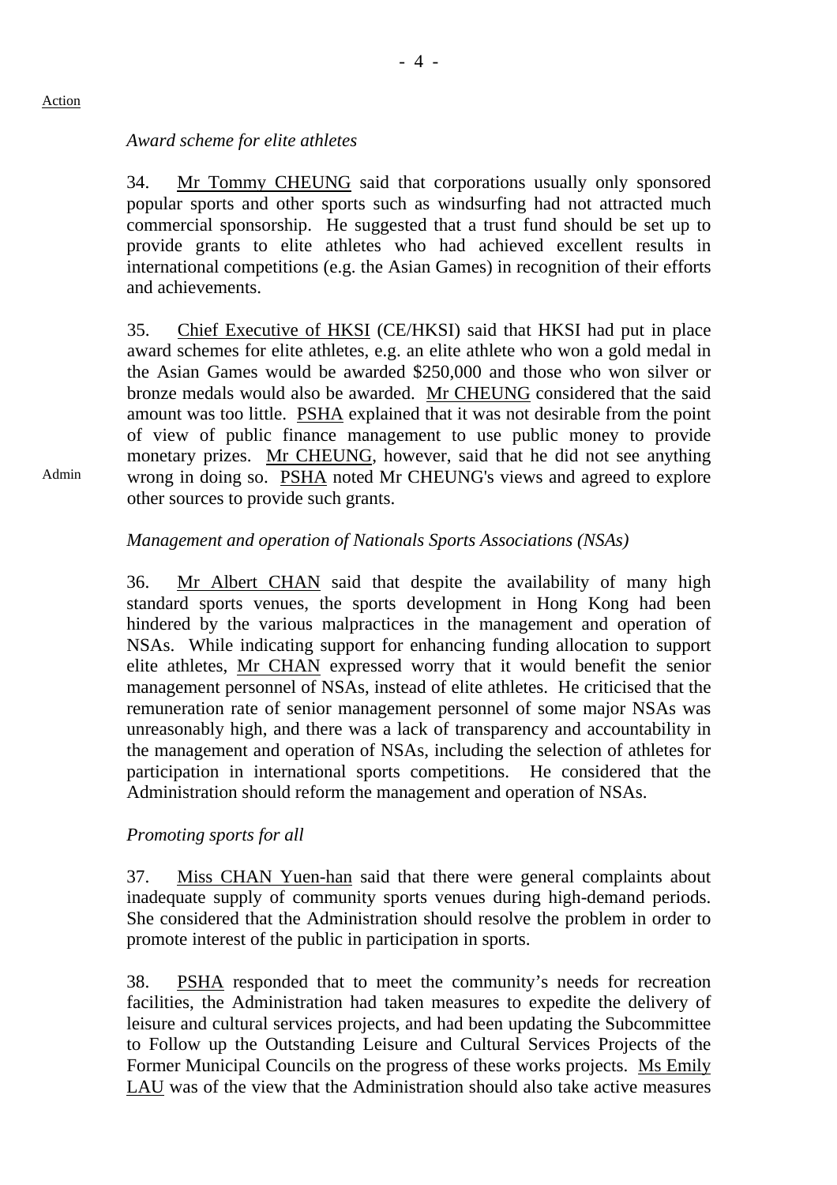Action

*Award scheme for elite athletes*

34. Mr Tommy CHEUNG said that corporations usually only sponsored popular sports and other sports such as windsurfing had not attracted much commercial sponsorship. He suggested that a trust fund should be set up to provide grants to elite athletes who had achieved excellent results in international competitions (e.g. the Asian Games) in recognition of their efforts and achievements.

35. Chief Executive of HKSI (CE/HKSI) said that HKSI had put in place award schemes for elite athletes, e.g. an elite athlete who won a gold medal in the Asian Games would be awarded $250,000 and those who won silver or bronze medals would also be awarded. Mr CHEUNG considered that the said amount was too little. PSHA explained that it was not desirable from the point of view of public finance management to use public money to provide monetary prizes. Mr CHEUNG, however, said that he did not see anything wrong in doing so. PSHA noted Mr CHEUNG's views and agreed to explore other sources to provide such grants.

Admin

*Management and operation of Nationals Sports Associations (NSAs)*

36. Mr Albert CHAN said that despite the availability of many high standard sports venues, the sports development in Hong Kong had been hindered by the various malpractices in the management and operation of NSAs. While indicating support for enhancing funding allocation to support elite athletes, Mr CHAN expressed worry that it would benefit the senior management personnel of NSAs, instead of elite athletes. He criticised that the remuneration rate of senior management personnel of some major NSAs was unreasonably high, and there was a lack of transparency and accountability in the management and operation of NSAs, including the selection of athletes for participation in international sports competitions. He considered that the Administration should reform the management and operation of NSAs.

*Promoting sports for all*

37. Miss CHAN Yuen-han said that there were general complaints about inadequate supply of community sports venues during high-demand periods. She considered that the Administration should resolve the problem in order to promote interest of the public in participation in sports.

38. PSHA responded that to meet the community's needs for recreation facilities, the Administration had taken measures to expedite the delivery of leisure and cultural services projects, and had been updating the Subcommittee to Follow up the Outstanding Leisure and Cultural Services Projects of the Former Municipal Councils on the progress of these works projects. Ms Emily LAU was of the view that the Administration should also take active measures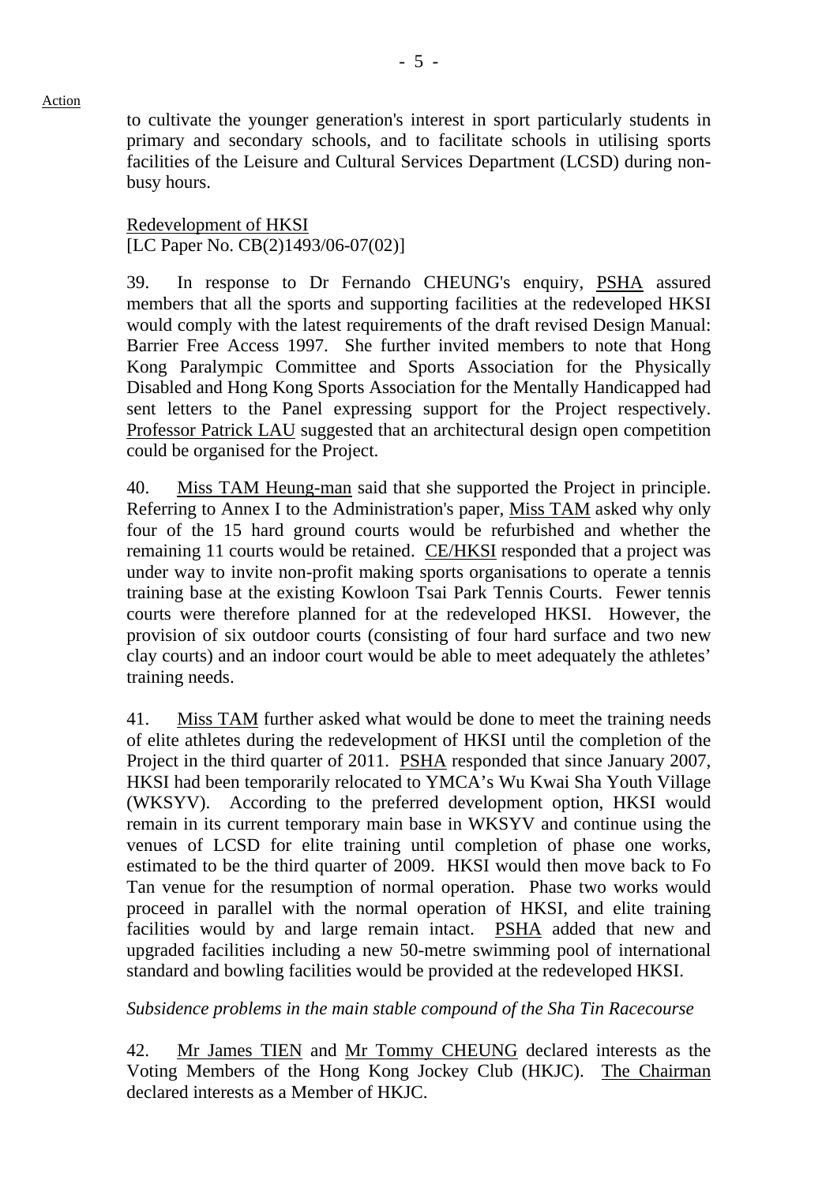Action

to cultivate the younger generation's interest in sport particularly students in primary and secondary schools, and to facilitate schools in utilising sports facilities of the Leisure and Cultural Services Department (LCSD) during non-busy hours.

Redevelopment of HKSI
[LC Paper No. CB(2)1493/06-07(02)]

39. In response to Dr Fernando CHEUNG's enquiry, PSHA assured members that all the sports and supporting facilities at the redeveloped HKSI would comply with the latest requirements of the draft revised Design Manual: Barrier Free Access 1997. She further invited members to note that Hong Kong Paralympic Committee and Sports Association for the Physically Disabled and Hong Kong Sports Association for the Mentally Handicapped had sent letters to the Panel expressing support for the Project respectively. Professor Patrick LAU suggested that an architectural design open competition could be organised for the Project.

40. Miss TAM Heung-man said that she supported the Project in principle. Referring to Annex I to the Administration's paper, Miss TAM asked why only four of the 15 hard ground courts would be refurbished and whether the remaining 11 courts would be retained. CE/HKSI responded that a project was under way to invite non-profit making sports organisations to operate a tennis training base at the existing Kowloon Tsai Park Tennis Courts. Fewer tennis courts were therefore planned for at the redeveloped HKSI. However, the provision of six outdoor courts (consisting of four hard surface and two new clay courts) and an indoor court would be able to meet adequately the athletes' training needs.

41. Miss TAM further asked what would be done to meet the training needs of elite athletes during the redevelopment of HKSI until the completion of the Project in the third quarter of 2011. PSHA responded that since January 2007, HKSI had been temporarily relocated to YMCA's Wu Kwai Sha Youth Village (WKSYV). According to the preferred development option, HKSI would remain in its current temporary main base in WKSYV and continue using the venues of LCSD for elite training until completion of phase one works, estimated to be the third quarter of 2009. HKSI would then move back to Fo Tan venue for the resumption of normal operation. Phase two works would proceed in parallel with the normal operation of HKSI, and elite training facilities would by and large remain intact. PSHA added that new and upgraded facilities including a new 50-metre swimming pool of international standard and bowling facilities would be provided at the redeveloped HKSI.

*Subsidence problems in the main stable compound of the Sha Tin Racecourse*

42. Mr James TIEN and Mr Tommy CHEUNG declared interests as the Voting Members of the Hong Kong Jockey Club (HKJC). The Chairman declared interests as a Member of HKJC.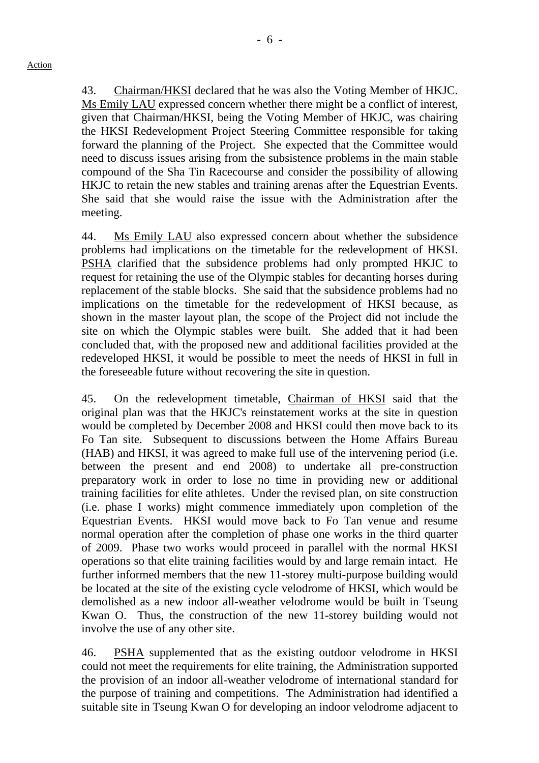Action

43. Chairman/HKSI declared that he was also the Voting Member of HKJC. Ms Emily LAU expressed concern whether there might be a conflict of interest, given that Chairman/HKSI, being the Voting Member of HKJC, was chairing the HKSI Redevelopment Project Steering Committee responsible for taking forward the planning of the Project. She expected that the Committee would need to discuss issues arising from the subsistence problems in the main stable compound of the Sha Tin Racecourse and consider the possibility of allowing HKJC to retain the new stables and training arenas after the Equestrian Events. She said that she would raise the issue with the Administration after the meeting.

44. Ms Emily LAU also expressed concern about whether the subsidence problems had implications on the timetable for the redevelopment of HKSI. PSHA clarified that the subsidence problems had only prompted HKJC to request for retaining the use of the Olympic stables for decanting horses during replacement of the stable blocks. She said that the subsidence problems had no implications on the timetable for the redevelopment of HKSI because, as shown in the master layout plan, the scope of the Project did not include the site on which the Olympic stables were built. She added that it had been concluded that, with the proposed new and additional facilities provided at the redeveloped HKSI, it would be possible to meet the needs of HKSI in full in the foreseeable future without recovering the site in question.

45. On the redevelopment timetable, Chairman of HKSI said that the original plan was that the HKJC's reinstatement works at the site in question would be completed by December 2008 and HKSI could then move back to its Fo Tan site. Subsequent to discussions between the Home Affairs Bureau (HAB) and HKSI, it was agreed to make full use of the intervening period (i.e. between the present and end 2008) to undertake all pre-construction preparatory work in order to lose no time in providing new or additional training facilities for elite athletes. Under the revised plan, on site construction (i.e. phase I works) might commence immediately upon completion of the Equestrian Events. HKSI would move back to Fo Tan venue and resume normal operation after the completion of phase one works in the third quarter of 2009. Phase two works would proceed in parallel with the normal HKSI operations so that elite training facilities would by and large remain intact. He further informed members that the new 11-storey multi-purpose building would be located at the site of the existing cycle velodrome of HKSI, which would be demolished as a new indoor all-weather velodrome would be built in Tseung Kwan O. Thus, the construction of the new 11-storey building would not involve the use of any other site.

46. PSHA supplemented that as the existing outdoor velodrome in HKSI could not meet the requirements for elite training, the Administration supported the provision of an indoor all-weather velodrome of international standard for the purpose of training and competitions. The Administration had identified a suitable site in Tseung Kwan O for developing an indoor velodrome adjacent to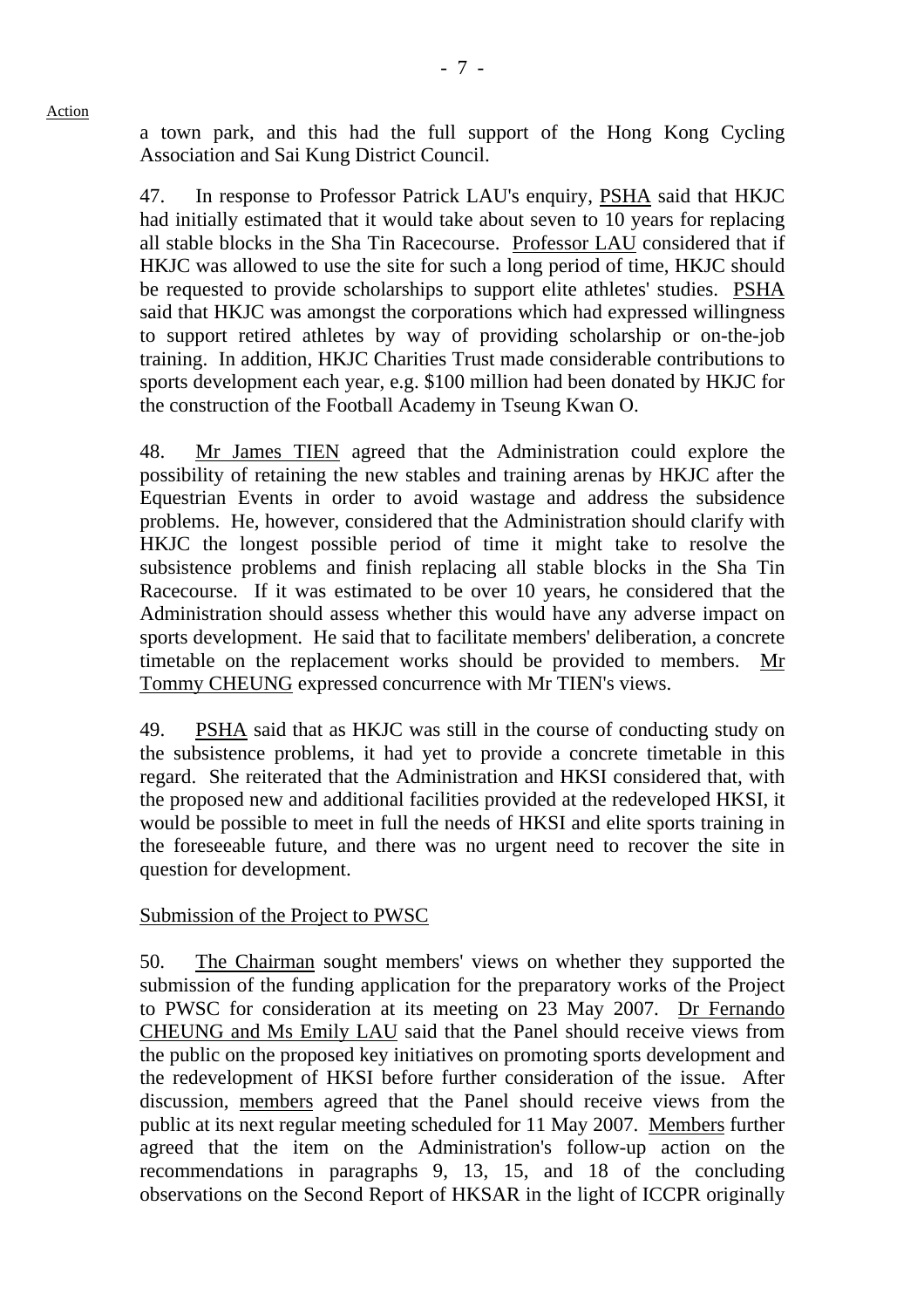Action

a town park, and this had the full support of the Hong Kong Cycling Association and Sai Kung District Council.

47. In response to Professor Patrick LAU's enquiry, PSHA said that HKJC had initially estimated that it would take about seven to 10 years for replacing all stable blocks in the Sha Tin Racecourse. Professor LAU considered that if HKJC was allowed to use the site for such a long period of time, HKJC should be requested to provide scholarships to support elite athletes' studies. PSHA said that HKJC was amongst the corporations which had expressed willingness to support retired athletes by way of providing scholarship or on-the-job training. In addition, HKJC Charities Trust made considerable contributions to sports development each year, e.g. $100 million had been donated by HKJC for the construction of the Football Academy in Tseung Kwan O.

48. Mr James TIEN agreed that the Administration could explore the possibility of retaining the new stables and training arenas by HKJC after the Equestrian Events in order to avoid wastage and address the subsidence problems. He, however, considered that the Administration should clarify with HKJC the longest possible period of time it might take to resolve the subsistence problems and finish replacing all stable blocks in the Sha Tin Racecourse. If it was estimated to be over 10 years, he considered that the Administration should assess whether this would have any adverse impact on sports development. He said that to facilitate members' deliberation, a concrete timetable on the replacement works should be provided to members. Mr Tommy CHEUNG expressed concurrence with Mr TIEN's views.

49. PSHA said that as HKJC was still in the course of conducting study on the subsistence problems, it had yet to provide a concrete timetable in this regard. She reiterated that the Administration and HKSI considered that, with the proposed new and additional facilities provided at the redeveloped HKSI, it would be possible to meet in full the needs of HKSI and elite sports training in the foreseeable future, and there was no urgent need to recover the site in question for development.

Submission of the Project to PWSC

50. The Chairman sought members' views on whether they supported the submission of the funding application for the preparatory works of the Project to PWSC for consideration at its meeting on 23 May 2007. Dr Fernando CHEUNG and Ms Emily LAU said that the Panel should receive views from the public on the proposed key initiatives on promoting sports development and the redevelopment of HKSI before further consideration of the issue. After discussion, members agreed that the Panel should receive views from the public at its next regular meeting scheduled for 11 May 2007. Members further agreed that the item on the Administration's follow-up action on the recommendations in paragraphs 9, 13, 15, and 18 of the concluding observations on the Second Report of HKSAR in the light of ICCPR originally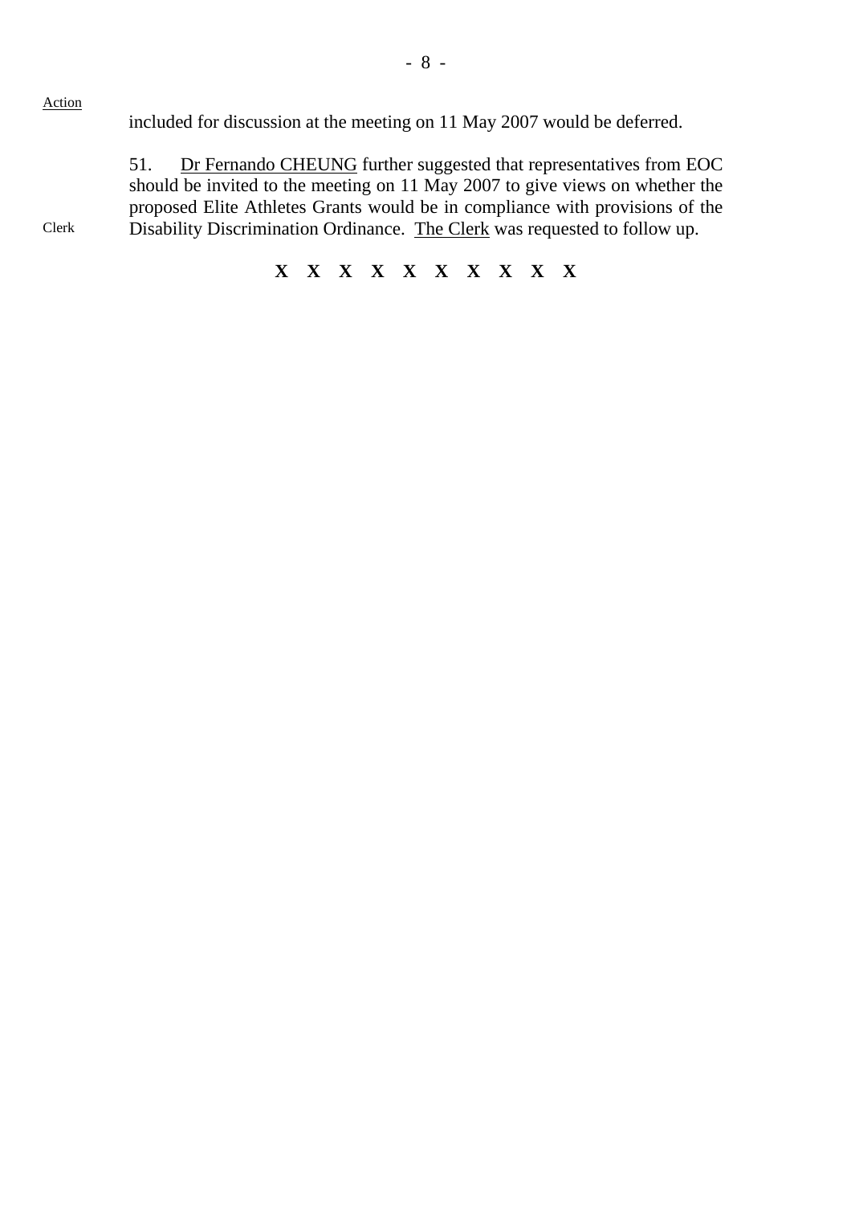Action

included for discussion at the meeting on 11 May 2007 would be deferred.

51. Dr Fernando CHEUNG further suggested that representatives from EOC should be invited to the meeting on 11 May 2007 to give views on whether the proposed Elite Athletes Grants would be in compliance with provisions of the Disability Discrimination Ordinance. The Clerk was requested to follow up.

Clerk

X X X X X X X X X X